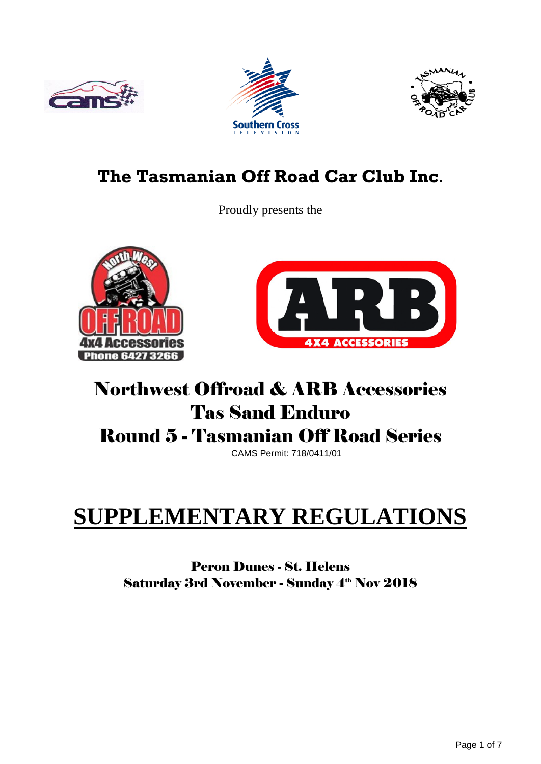# The Tasmanian Off Road Car Club Inc.

Proudly presents the

## Northwest Offroad & ARB Accessories
## Tas Sand Enduro
## Round 5 - Tasmanian Off Road Series

CAMS Permit: 718/0411/01

# SUPPLEMENTARY REGULATIONS

**Peron Dunes - St. Helens**

**Saturday 3rd November - Sunday 4th Nov 2018**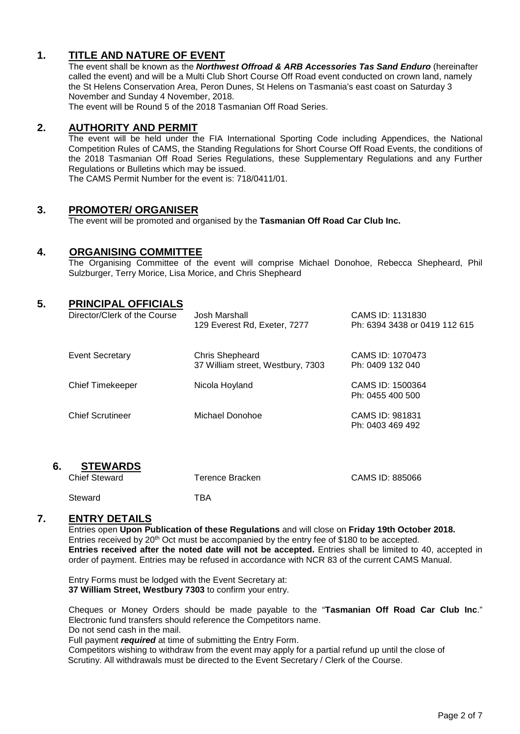## 1. TITLE AND NATURE OF EVENT

The event shall be known as the ***Northwest Offroad & ARB Accessories Tas Sand Enduro*** (hereinafter called the event) and will be a Multi Club Short Course Off Road event conducted on crown land, namely the St Helens Conservation Area, Peron Dunes, St Helens on Tasmania's east coast on Saturday 3 November and Sunday 4 November, 2018.

The event will be Round 5 of the 2018 Tasmanian Off Road Series.

## 2. AUTHORITY AND PERMIT

The event will be held under the FIA International Sporting Code including Appendices, the National Competition Rules of CAMS, the Standing Regulations for Short Course Off Road Events, the conditions of the 2018 Tasmanian Off Road Series Regulations, these Supplementary Regulations and any Further Regulations or Bulletins which may be issued.

The CAMS Permit Number for the event is: 718/0411/01.

## 3. PROMOTER/ ORGANISER

The event will be promoted and organised by the **Tasmanian Off Road Car Club Inc.**

## 4. ORGANISING COMMITTEE

The Organising Committee of the event will comprise Michael Donohoe, Rebecca Shepheard, Phil Sulzburger, Terry Morice, Lisa Morice, and Chris Shepheard

## 5. PRINCIPAL OFFICIALS

| | | |
|---|---|---|
| Director/Clerk of the Course | Josh Marshall<br>129 Everest Rd, Exeter, 7277 | CAMS ID: 1131830<br>Ph: 6394 3438 or 0419 112 615 |
| Event Secretary | Chris Shepheard<br>37 William street, Westbury, 7303 | CAMS ID: 1070473<br>Ph: 0409 132 040 |
| Chief Timekeeper | Nicola Hoyland | CAMS ID: 1500364<br>Ph: 0455 400 500 |
| Chief Scrutineer | Michael Donohoe | CAMS ID: 981831<br>Ph: 0403 469 492 |

## 6. STEWARDS

| | | |
|---|---|---|
| Chief Steward | Terence Bracken | CAMS ID: 885066 |
| Steward | TBA | |

## 7. ENTRY DETAILS

Entries open **Upon Publication of these Regulations** and will close on **Friday 19th October 2018.** Entries received by 20th Oct must be accompanied by the entry fee of $180 to be accepted. **Entries received after the noted date will not be accepted.** Entries shall be limited to 40, accepted in order of payment. Entries may be refused in accordance with NCR 83 of the current CAMS Manual.

Entry Forms must be lodged with the Event Secretary at:
**37 William Street, Westbury 7303** to confirm your entry.

Cheques or Money Orders should be made payable to the "**Tasmanian Off Road Car Club Inc**." Electronic fund transfers should reference the Competitors name.

Do not send cash in the mail.

Full payment ***required*** at time of submitting the Entry Form.

Competitors wishing to withdraw from the event may apply for a partial refund up until the close of Scrutiny. All withdrawals must be directed to the Event Secretary / Clerk of the Course.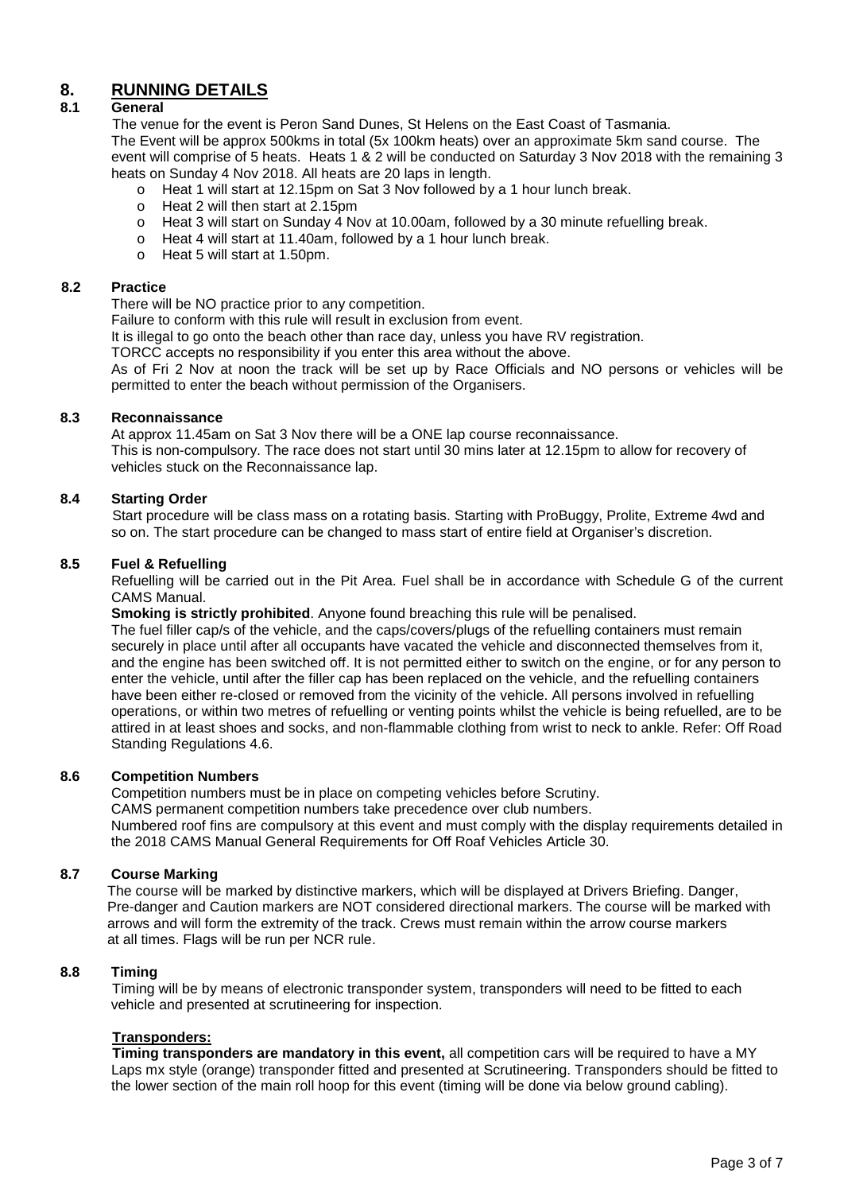# 8. RUNNING DETAILS

## 8.1 General

The venue for the event is Peron Sand Dunes, St Helens on the East Coast of Tasmania.
The Event will be approx 500kms in total (5x 100km heats) over an approximate 5km sand course. The event will comprise of 5 heats. Heats 1 & 2 will be conducted on Saturday 3 Nov 2018 with the remaining 3 heats on Sunday 4 Nov 2018. All heats are 20 laps in length.

- Heat 1 will start at 12.15pm on Sat 3 Nov followed by a 1 hour lunch break.
- Heat 2 will then start at 2.15pm
- Heat 3 will start on Sunday 4 Nov at 10.00am, followed by a 30 minute refuelling break.
- Heat 4 will start at 11.40am, followed by a 1 hour lunch break.
- Heat 5 will start at 1.50pm.

## 8.2 Practice

There will be NO practice prior to any competition.
Failure to conform with this rule will result in exclusion from event.
It is illegal to go onto the beach other than race day, unless you have RV registration.
TORCC accepts no responsibility if you enter this area without the above.
As of Fri 2 Nov at noon the track will be set up by Race Officials and NO persons or vehicles will be permitted to enter the beach without permission of the Organisers.

## 8.3 Reconnaissance

At approx 11.45am on Sat 3 Nov there will be a ONE lap course reconnaissance.
This is non-compulsory. The race does not start until 30 mins later at 12.15pm to allow for recovery of vehicles stuck on the Reconnaissance lap.

## 8.4 Starting Order

Start procedure will be class mass on a rotating basis. Starting with ProBuggy, Prolite, Extreme 4wd and so on. The start procedure can be changed to mass start of entire field at Organiser's discretion.

## 8.5 Fuel & Refuelling

Refuelling will be carried out in the Pit Area. Fuel shall be in accordance with Schedule G of the current CAMS Manual.

**Smoking is strictly prohibited**. Anyone found breaching this rule will be penalised.

The fuel filler cap/s of the vehicle, and the caps/covers/plugs of the refuelling containers must remain securely in place until after all occupants have vacated the vehicle and disconnected themselves from it, and the engine has been switched off. It is not permitted either to switch on the engine, or for any person to enter the vehicle, until after the filler cap has been replaced on the vehicle, and the refuelling containers have been either re-closed or removed from the vicinity of the vehicle. All persons involved in refuelling operations, or within two metres of refuelling or venting points whilst the vehicle is being refuelled, are to be attired in at least shoes and socks, and non-flammable clothing from wrist to neck to ankle. Refer: Off Road Standing Regulations 4.6.

## 8.6 Competition Numbers

Competition numbers must be in place on competing vehicles before Scrutiny.
CAMS permanent competition numbers take precedence over club numbers.
Numbered roof fins are compulsory at this event and must comply with the display requirements detailed in the 2018 CAMS Manual General Requirements for Off Roaf Vehicles Article 30.

## 8.7 Course Marking

The course will be marked by distinctive markers, which will be displayed at Drivers Briefing. Danger, Pre-danger and Caution markers are NOT considered directional markers. The course will be marked with arrows and will form the extremity of the track. Crews must remain within the arrow course markers at all times. Flags will be run per NCR rule.

## 8.8 Timing

Timing will be by means of electronic transponder system, transponders will need to be fitted to each vehicle and presented at scrutineering for inspection.

**Transponders:**

**Timing transponders are mandatory in this event,** all competition cars will be required to have a MY Laps mx style (orange) transponder fitted and presented at Scrutineering. Transponders should be fitted to the lower section of the main roll hoop for this event (timing will be done via below ground cabling).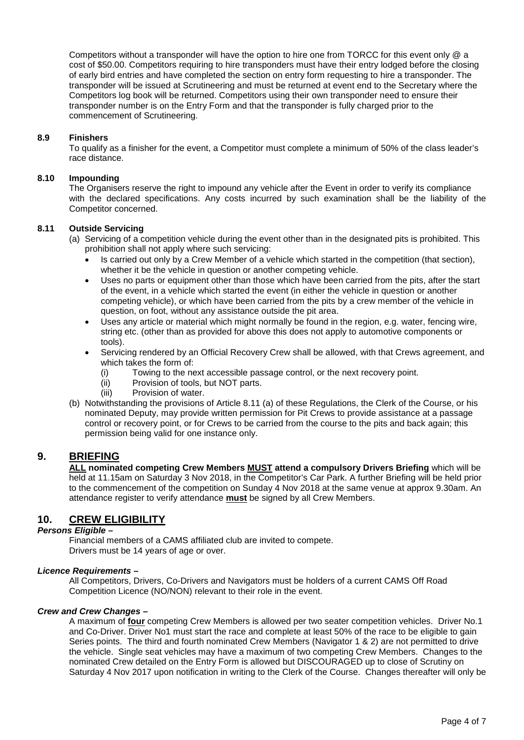Competitors without a transponder will have the option to hire one from TORCC for this event only @ a cost of $50.00. Competitors requiring to hire transponders must have their entry lodged before the closing of early bird entries and have completed the section on entry form requesting to hire a transponder. The transponder will be issued at Scrutineering and must be returned at event end to the Secretary where the Competitors log book will be returned. Competitors using their own transponder need to ensure their transponder number is on the Entry Form and that the transponder is fully charged prior to the commencement of Scrutineering.

### 8.9 Finishers

To qualify as a finisher for the event, a Competitor must complete a minimum of 50% of the class leader's race distance.

### 8.10 Impounding

The Organisers reserve the right to impound any vehicle after the Event in order to verify its compliance with the declared specifications. Any costs incurred by such examination shall be the liability of the Competitor concerned.

### 8.11 Outside Servicing

(a) Servicing of a competition vehicle during the event other than in the designated pits is prohibited. This prohibition shall not apply where such servicing:

- Is carried out only by a Crew Member of a vehicle which started in the competition (that section), whether it be the vehicle in question or another competing vehicle.
- Uses no parts or equipment other than those which have been carried from the pits, after the start of the event, in a vehicle which started the event (in either the vehicle in question or another competing vehicle), or which have been carried from the pits by a crew member of the vehicle in question, on foot, without any assistance outside the pit area.
- Uses any article or material which might normally be found in the region, e.g. water, fencing wire, string etc. (other than as provided for above this does not apply to automotive components or tools).
- Servicing rendered by an Official Recovery Crew shall be allowed, with that Crews agreement, and which takes the form of:
  - (i) Towing to the next accessible passage control, or the next recovery point.
  - (ii) Provision of tools, but NOT parts.
  - (iii) Provision of water.

(b) Notwithstanding the provisions of Article 8.11 (a) of these Regulations, the Clerk of the Course, or his nominated Deputy, may provide written permission for Pit Crews to provide assistance at a passage control or recovery point, or for Crews to be carried from the course to the pits and back again; this permission being valid for one instance only.

## 9. BRIEFING

**ALL nominated competing Crew Members MUST attend a compulsory Drivers Briefing** which will be held at 11.15am on Saturday 3 Nov 2018, in the Competitor's Car Park. A further Briefing will be held prior to the commencement of the competition on Sunday 4 Nov 2018 at the same venue at approx 9.30am. An attendance register to verify attendance **must** be signed by all Crew Members.

## 10. CREW ELIGIBILITY

***Persons Eligible –***

Financial members of a CAMS affiliated club are invited to compete.
Drivers must be 14 years of age or over.

***Licence Requirements –***

All Competitors, Drivers, Co-Drivers and Navigators must be holders of a current CAMS Off Road Competition Licence (NO/NON) relevant to their role in the event.

***Crew and Crew Changes –***

A maximum of **four** competing Crew Members is allowed per two seater competition vehicles. Driver No.1 and Co-Driver. Driver No1 must start the race and complete at least 50% of the race to be eligible to gain Series points. The third and fourth nominated Crew Members (Navigator 1 & 2) are not permitted to drive the vehicle. Single seat vehicles may have a maximum of two competing Crew Members. Changes to the nominated Crew detailed on the Entry Form is allowed but DISCOURAGED up to close of Scrutiny on Saturday 4 Nov 2017 upon notification in writing to the Clerk of the Course. Changes thereafter will only be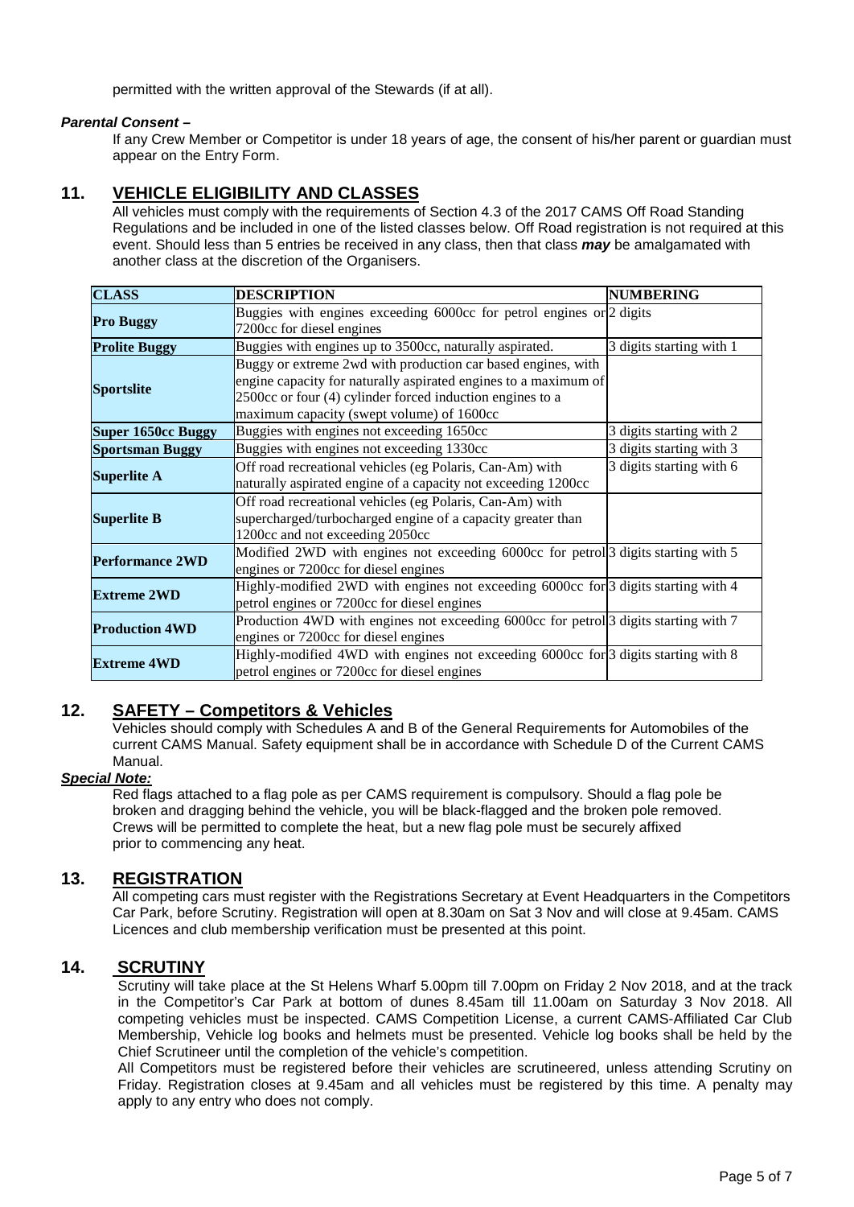permitted with the written approval of the Stewards (if at all).

***Parental Consent –***

If any Crew Member or Competitor is under 18 years of age, the consent of his/her parent or guardian must appear on the Entry Form.

## 11. VEHICLE ELIGIBILITY AND CLASSES

All vehicles must comply with the requirements of Section 4.3 of the 2017 CAMS Off Road Standing Regulations and be included in one of the listed classes below. Off Road registration is not required at this event. Should less than 5 entries be received in any class, then that class ***may*** be amalgamated with another class at the discretion of the Organisers.

| CLASS | DESCRIPTION | NUMBERING |
|---|---|---|
| **Pro Buggy** | Buggies with engines exceeding 6000cc for petrol engines or 7200cc for diesel engines | 2 digits |
| **Prolite Buggy** | Buggies with engines up to 3500cc, naturally aspirated. | 3 digits starting with 1 |
| **Sportslite** | Buggy or extreme 2wd with production car based engines, with engine capacity for naturally aspirated engines to a maximum of 2500cc or four (4) cylinder forced induction engines to a maximum capacity (swept volume) of 1600cc | |
| **Super 1650cc Buggy** | Buggies with engines not exceeding 1650cc | 3 digits starting with 2 |
| **Sportsman Buggy** | Buggies with engines not exceeding 1330cc | 3 digits starting with 3 |
| **Superlite A** | Off road recreational vehicles (eg Polaris, Can-Am) with naturally aspirated engine of a capacity not exceeding 1200cc | 3 digits starting with 6 |
| **Superlite B** | Off road recreational vehicles (eg Polaris, Can-Am) with supercharged/turbocharged engine of a capacity greater than 1200cc and not exceeding 2050cc | |
| **Performance 2WD** | Modified 2WD with engines not exceeding 6000cc for petrol engines or 7200cc for diesel engines | 3 digits starting with 5 |
| **Extreme 2WD** | Highly-modified 2WD with engines not exceeding 6000cc for petrol engines or 7200cc for diesel engines | 3 digits starting with 4 |
| **Production 4WD** | Production 4WD with engines not exceeding 6000cc for petrol engines or 7200cc for diesel engines | 3 digits starting with 7 |
| **Extreme 4WD** | Highly-modified 4WD with engines not exceeding 6000cc for petrol engines or 7200cc for diesel engines | 3 digits starting with 8 |

## 12. SAFETY – Competitors & Vehicles

Vehicles should comply with Schedules A and B of the General Requirements for Automobiles of the current CAMS Manual. Safety equipment shall be in accordance with Schedule D of the Current CAMS Manual.

***Special Note:***

Red flags attached to a flag pole as per CAMS requirement is compulsory. Should a flag pole be broken and dragging behind the vehicle, you will be black-flagged and the broken pole removed. Crews will be permitted to complete the heat, but a new flag pole must be securely affixed prior to commencing any heat.

## 13. REGISTRATION

All competing cars must register with the Registrations Secretary at Event Headquarters in the Competitors Car Park, before Scrutiny. Registration will open at 8.30am on Sat 3 Nov and will close at 9.45am. CAMS Licences and club membership verification must be presented at this point.

## 14. SCRUTINY

Scrutiny will take place at the St Helens Wharf 5.00pm till 7.00pm on Friday 2 Nov 2018, and at the track in the Competitor's Car Park at bottom of dunes 8.45am till 11.00am on Saturday 3 Nov 2018. All competing vehicles must be inspected. CAMS Competition License, a current CAMS-Affiliated Car Club Membership, Vehicle log books and helmets must be presented. Vehicle log books shall be held by the Chief Scrutineer until the completion of the vehicle's competition.

All Competitors must be registered before their vehicles are scrutineered, unless attending Scrutiny on Friday. Registration closes at 9.45am and all vehicles must be registered by this time. A penalty may apply to any entry who does not comply.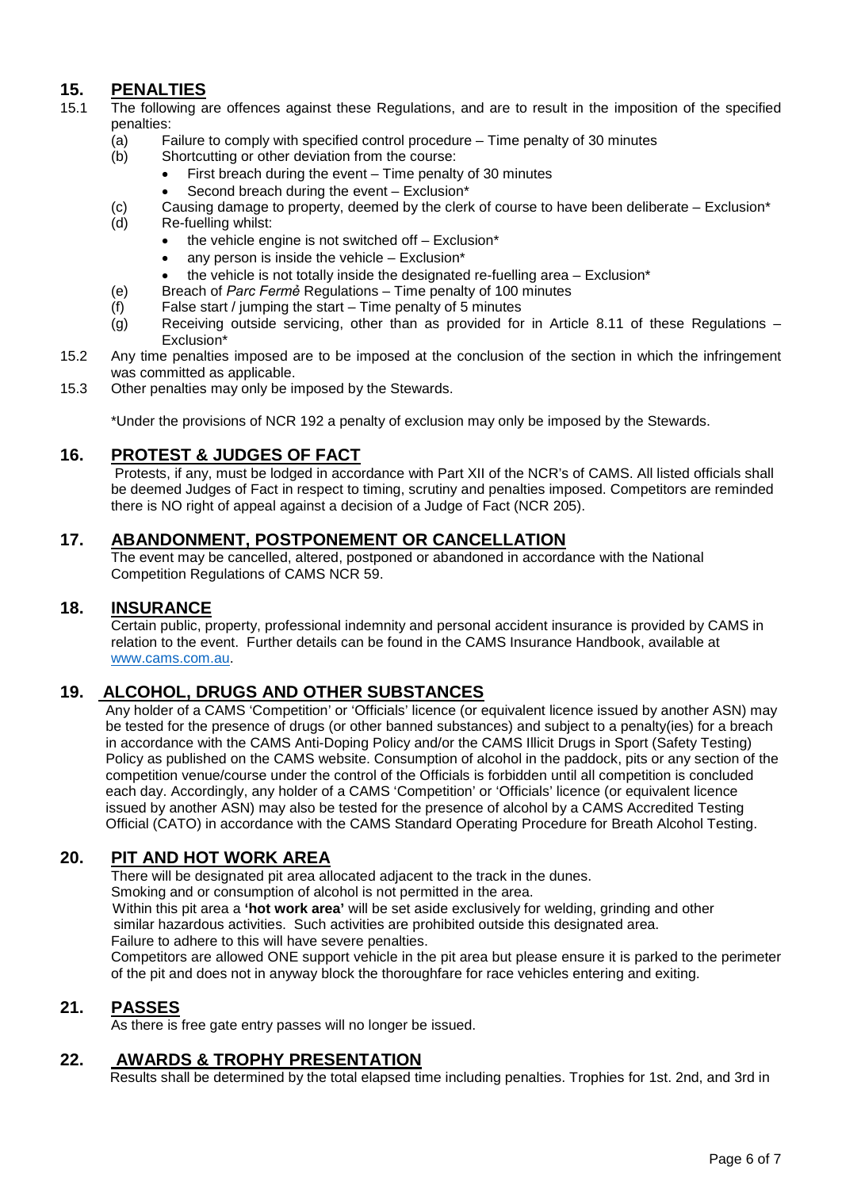## 15. PENALTIES

15.1 The following are offences against these Regulations, and are to result in the imposition of the specified penalties:

- (a) Failure to comply with specified control procedure – Time penalty of 30 minutes
- (b) Shortcutting or other deviation from the course:
  - First breach during the event – Time penalty of 30 minutes
  - Second breach during the event – Exclusion*
- (c) Causing damage to property, deemed by the clerk of course to have been deliberate – Exclusion*
- (d) Re-fuelling whilst:
  - the vehicle engine is not switched off – Exclusion*
  - any person is inside the vehicle – Exclusion*
  - the vehicle is not totally inside the designated re-fuelling area – Exclusion*
- (e) Breach of *Parc Fermė* Regulations – Time penalty of 100 minutes
- (f) False start / jumping the start – Time penalty of 5 minutes
- (g) Receiving outside servicing, other than as provided for in Article 8.11 of these Regulations – Exclusion*

15.2 Any time penalties imposed are to be imposed at the conclusion of the section in which the infringement was committed as applicable.

15.3 Other penalties may only be imposed by the Stewards.

*Under the provisions of NCR 192 a penalty of exclusion may only be imposed by the Stewards.

## 16. PROTEST & JUDGES OF FACT

Protests, if any, must be lodged in accordance with Part XII of the NCR's of CAMS. All listed officials shall be deemed Judges of Fact in respect to timing, scrutiny and penalties imposed. Competitors are reminded there is NO right of appeal against a decision of a Judge of Fact (NCR 205).

## 17. ABANDONMENT, POSTPONEMENT OR CANCELLATION

The event may be cancelled, altered, postponed or abandoned in accordance with the National Competition Regulations of CAMS NCR 59.

## 18. INSURANCE

Certain public, property, professional indemnity and personal accident insurance is provided by CAMS in relation to the event. Further details can be found in the CAMS Insurance Handbook, available at www.cams.com.au.

## 19. ALCOHOL, DRUGS AND OTHER SUBSTANCES

Any holder of a CAMS 'Competition' or 'Officials' licence (or equivalent licence issued by another ASN) may be tested for the presence of drugs (or other banned substances) and subject to a penalty(ies) for a breach in accordance with the CAMS Anti-Doping Policy and/or the CAMS Illicit Drugs in Sport (Safety Testing) Policy as published on the CAMS website. Consumption of alcohol in the paddock, pits or any section of the competition venue/course under the control of the Officials is forbidden until all competition is concluded each day. Accordingly, any holder of a CAMS 'Competition' or 'Officials' licence (or equivalent licence issued by another ASN) may also be tested for the presence of alcohol by a CAMS Accredited Testing Official (CATO) in accordance with the CAMS Standard Operating Procedure for Breath Alcohol Testing.

## 20. PIT AND HOT WORK AREA

There will be designated pit area allocated adjacent to the track in the dunes.
Smoking and or consumption of alcohol is not permitted in the area.
Within this pit area a **'hot work area'** will be set aside exclusively for welding, grinding and other similar hazardous activities. Such activities are prohibited outside this designated area.
Failure to adhere to this will have severe penalties.
Competitors are allowed ONE support vehicle in the pit area but please ensure it is parked to the perimeter of the pit and does not in anyway block the thoroughfare for race vehicles entering and exiting.

## 21. PASSES

As there is free gate entry passes will no longer be issued.

## 22. AWARDS & TROPHY PRESENTATION

Results shall be determined by the total elapsed time including penalties. Trophies for 1st. 2nd, and 3rd in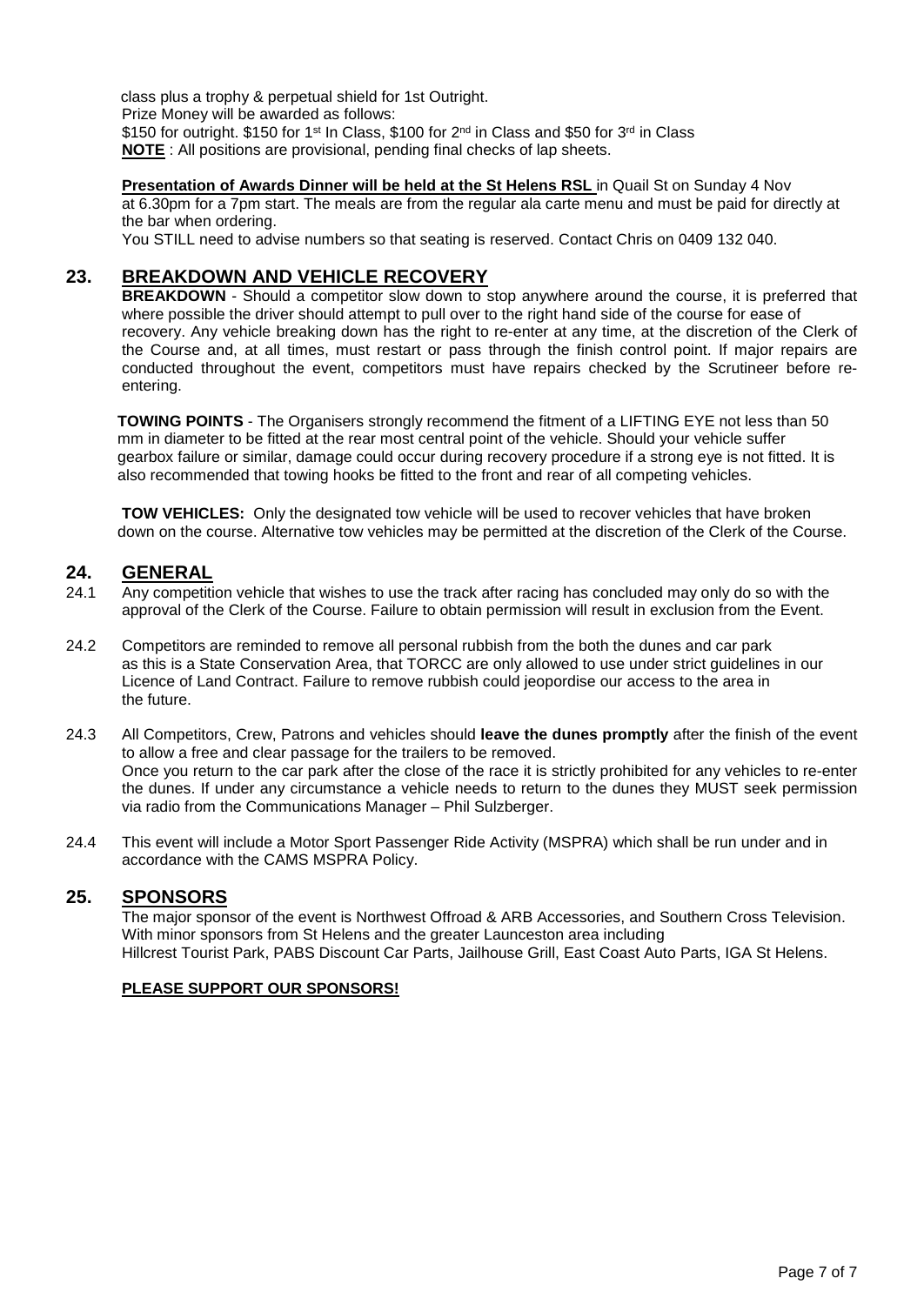class plus a trophy & perpetual shield for 1st Outright.
Prize Money will be awarded as follows:
$150 for outright. $150 for 1st In Class, $100 for 2nd in Class and $50 for 3rd in Class
**NOTE** : All positions are provisional, pending final checks of lap sheets.

**Presentation of Awards Dinner will be held at the St Helens RSL** in Quail St on Sunday 4 Nov at 6.30pm for a 7pm start. The meals are from the regular ala carte menu and must be paid for directly at the bar when ordering.
You STILL need to advise numbers so that seating is reserved. Contact Chris on 0409 132 040.

## 23. BREAKDOWN AND VEHICLE RECOVERY

**BREAKDOWN** - Should a competitor slow down to stop anywhere around the course, it is preferred that where possible the driver should attempt to pull over to the right hand side of the course for ease of recovery. Any vehicle breaking down has the right to re-enter at any time, at the discretion of the Clerk of the Course and, at all times, must restart or pass through the finish control point. If major repairs are conducted throughout the event, competitors must have repairs checked by the Scrutineer before re-entering.

**TOWING POINTS** - The Organisers strongly recommend the fitment of a LIFTING EYE not less than 50 mm in diameter to be fitted at the rear most central point of the vehicle. Should your vehicle suffer gearbox failure or similar, damage could occur during recovery procedure if a strong eye is not fitted. It is also recommended that towing hooks be fitted to the front and rear of all competing vehicles.

**TOW VEHICLES:** Only the designated tow vehicle will be used to recover vehicles that have broken down on the course. Alternative tow vehicles may be permitted at the discretion of the Clerk of the Course.

## 24. GENERAL

24.1 Any competition vehicle that wishes to use the track after racing has concluded may only do so with the approval of the Clerk of the Course. Failure to obtain permission will result in exclusion from the Event.

24.2 Competitors are reminded to remove all personal rubbish from the both the dunes and car park as this is a State Conservation Area, that TORCC are only allowed to use under strict guidelines in our Licence of Land Contract. Failure to remove rubbish could jeopordise our access to the area in the future.

24.3 All Competitors, Crew, Patrons and vehicles should **leave the dunes promptly** after the finish of the event to allow a free and clear passage for the trailers to be removed.
Once you return to the car park after the close of the race it is strictly prohibited for any vehicles to re-enter the dunes. If under any circumstance a vehicle needs to return to the dunes they MUST seek permission via radio from the Communications Manager – Phil Sulzberger.

24.4 This event will include a Motor Sport Passenger Ride Activity (MSPRA) which shall be run under and in accordance with the CAMS MSPRA Policy.

## 25. SPONSORS

The major sponsor of the event is Northwest Offroad & ARB Accessories, and Southern Cross Television. With minor sponsors from St Helens and the greater Launceston area including Hillcrest Tourist Park, PABS Discount Car Parts, Jailhouse Grill, East Coast Auto Parts, IGA St Helens.

**PLEASE SUPPORT OUR SPONSORS!**